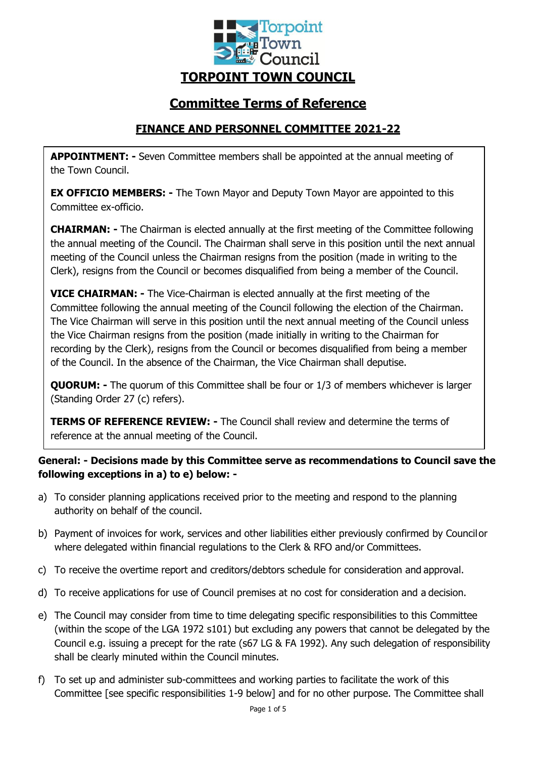# TORPOINT TOWN COUNCIL

## Committee Terms of Reference

### FINANCE AND PERSONNEL COMMITTEE 2021-22

**APPOINTMENT: -** Seven Committee members shall be appointed at the annual meeting of the Town Council.

**EX OFFICIO MEMBERS: -** The Town Mayor and Deputy Town Mayor are appointed to this Committee ex-officio.

**CHAIRMAN: -** The Chairman is elected annually at the first meeting of the Committee following the annual meeting of the Council. The Chairman shall serve in this position until the next annual meeting of the Council unless the Chairman resigns from the position (made in writing to the Clerk), resigns from the Council or becomes disqualified from being a member of the Council.

**VICE CHAIRMAN: -** The Vice-Chairman is elected annually at the first meeting of the Committee following the annual meeting of the Council following the election of the Chairman. The Vice Chairman will serve in this position until the next annual meeting of the Council unless the Vice Chairman resigns from the position (made initially in writing to the Chairman for recording by the Clerk), resigns from the Council or becomes disqualified from being a member of the Council. In the absence of the Chairman, the Vice Chairman shall deputise.

**QUORUM: -** The quorum of this Committee shall be four or 1/3 of members whichever is larger (Standing Order 27 (c) refers).

**TERMS OF REFERENCE REVIEW: -** The Council shall review and determine the terms of reference at the annual meeting of the Council.

**General: - Decisions made by this Committee serve as recommendations to Council save the following exceptions in a) to e) below: -**

a) To consider planning applications received prior to the meeting and respond to the planning authority on behalf of the council.

b) Payment of invoices for work, services and other liabilities either previously confirmed by Council or where delegated within financial regulations to the Clerk & RFO and/or Committees.

c) To receive the overtime report and creditors/debtors schedule for consideration and approval.

d) To receive applications for use of Council premises at no cost for consideration and a decision.

e) The Council may consider from time to time delegating specific responsibilities to this Committee (within the scope of the LGA 1972 s101) but excluding any powers that cannot be delegated by the Council e.g. issuing a precept for the rate (s67 LG & FA 1992). Any such delegation of responsibility shall be clearly minuted within the Council minutes.

f) To set up and administer sub-committees and working parties to facilitate the work of this Committee [see specific responsibilities 1-9 below] and for no other purpose. The Committee shall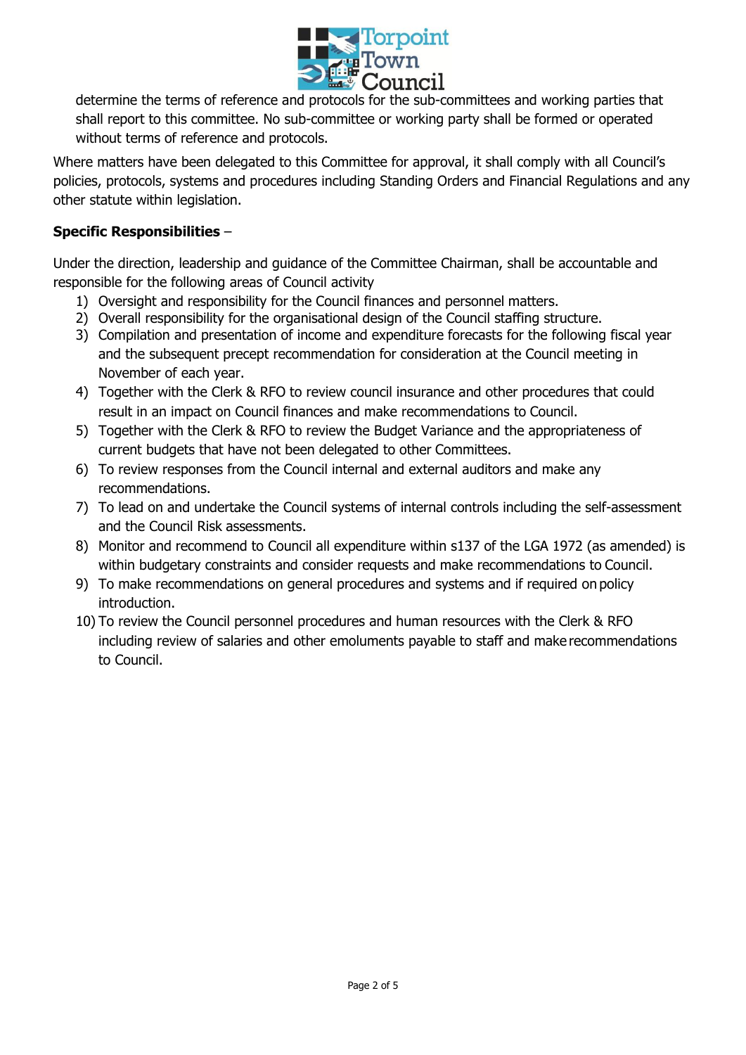determine the terms of reference and protocols for the sub-committees and working parties that shall report to this committee. No sub-committee or working party shall be formed or operated without terms of reference and protocols.

Where matters have been delegated to this Committee for approval, it shall comply with all Council's policies, protocols, systems and procedures including Standing Orders and Financial Regulations and any other statute within legislation.

**Specific Responsibilities** –

Under the direction, leadership and guidance of the Committee Chairman, shall be accountable and responsible for the following areas of Council activity

1) Oversight and responsibility for the Council finances and personnel matters.
2) Overall responsibility for the organisational design of the Council staffing structure.
3) Compilation and presentation of income and expenditure forecasts for the following fiscal year and the subsequent precept recommendation for consideration at the Council meeting in November of each year.
4) Together with the Clerk & RFO to review council insurance and other procedures that could result in an impact on Council finances and make recommendations to Council.
5) Together with the Clerk & RFO to review the Budget Variance and the appropriateness of current budgets that have not been delegated to other Committees.
6) To review responses from the Council internal and external auditors and make any recommendations.
7) To lead on and undertake the Council systems of internal controls including the self-assessment and the Council Risk assessments.
8) Monitor and recommend to Council all expenditure within s137 of the LGA 1972 (as amended) is within budgetary constraints and consider requests and make recommendations to Council.
9) To make recommendations on general procedures and systems and if required on policy introduction.
10) To review the Council personnel procedures and human resources with the Clerk & RFO including review of salaries and other emoluments payable to staff and make recommendations to Council.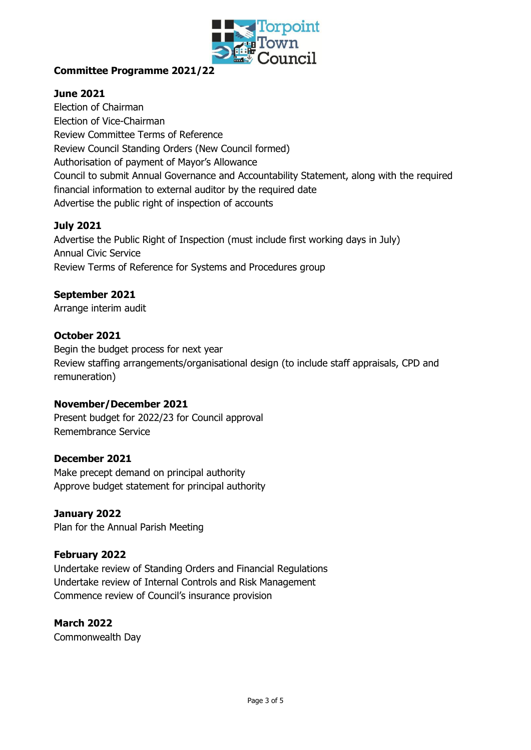**Committee Programme 2021/22**

**June 2021**
Election of Chairman
Election of Vice-Chairman
Review Committee Terms of Reference
Review Council Standing Orders (New Council formed)
Authorisation of payment of Mayor's Allowance
Council to submit Annual Governance and Accountability Statement, along with the required financial information to external auditor by the required date
Advertise the public right of inspection of accounts

**July 2021**
Advertise the Public Right of Inspection (must include first working days in July)
Annual Civic Service
Review Terms of Reference for Systems and Procedures group

**September 2021**
Arrange interim audit

**October 2021**
Begin the budget process for next year
Review staffing arrangements/organisational design (to include staff appraisals, CPD and remuneration)

**November/December 2021**
Present budget for 2022/23 for Council approval
Remembrance Service

**December 2021**
Make precept demand on principal authority
Approve budget statement for principal authority

**January 2022**
Plan for the Annual Parish Meeting

**February 2022**
Undertake review of Standing Orders and Financial Regulations
Undertake review of Internal Controls and Risk Management
Commence review of Council's insurance provision

**March 2022**
Commonwealth Day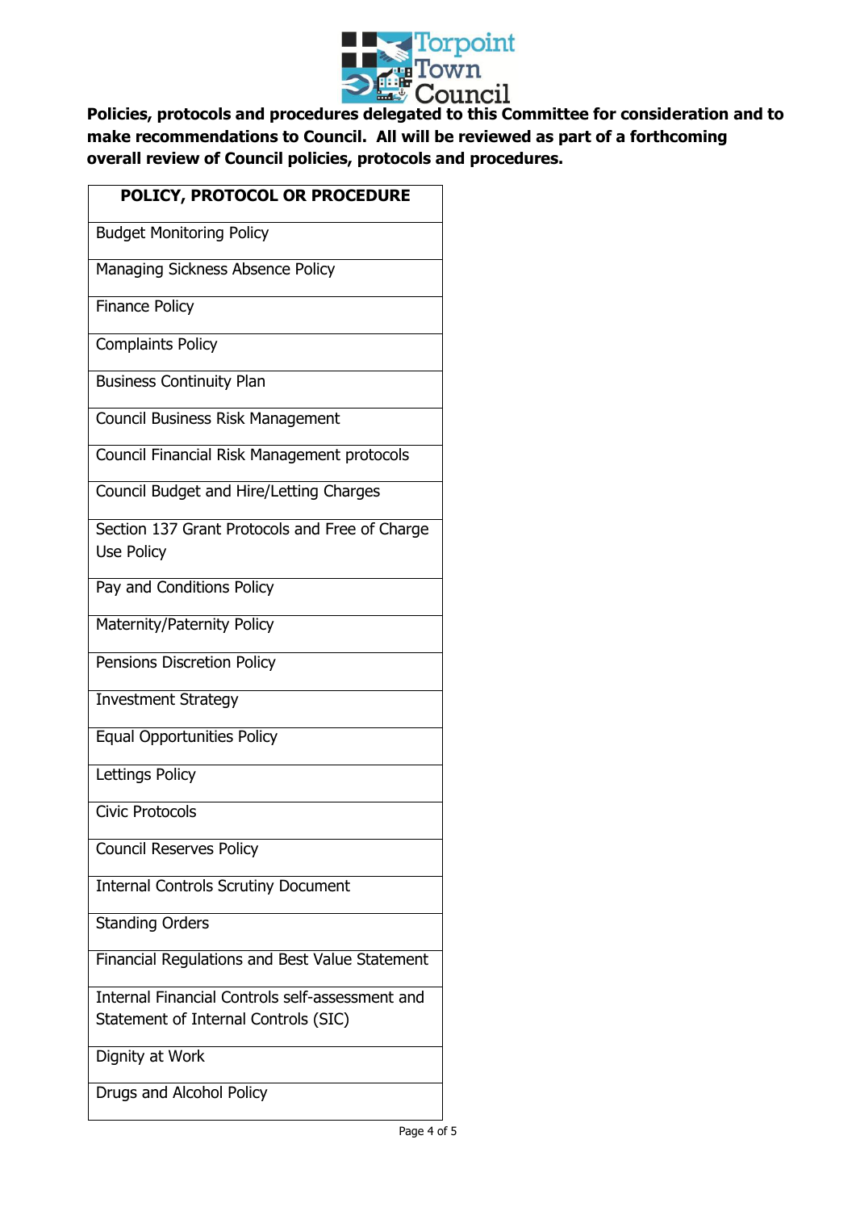**Policies, protocols and procedures delegated to this Committee for consideration and to make recommendations to Council. All will be reviewed as part of a forthcoming overall review of Council policies, protocols and procedures.**

| POLICY, PROTOCOL OR PROCEDURE |
| --- |
| Budget Monitoring Policy |
| Managing Sickness Absence Policy |
| Finance Policy |
| Complaints Policy |
| Business Continuity Plan |
| Council Business Risk Management |
| Council Financial Risk Management protocols |
| Council Budget and Hire/Letting Charges |
| Section 137 Grant Protocols and Free of Charge Use Policy |
| Pay and Conditions Policy |
| Maternity/Paternity Policy |
| Pensions Discretion Policy |
| Investment Strategy |
| Equal Opportunities Policy |
| Lettings Policy |
| Civic Protocols |
| Council Reserves Policy |
| Internal Controls Scrutiny Document |
| Standing Orders |
| Financial Regulations and Best Value Statement |
| Internal Financial Controls self-assessment and Statement of Internal Controls (SIC) |
| Dignity at Work |
| Drugs and Alcohol Policy |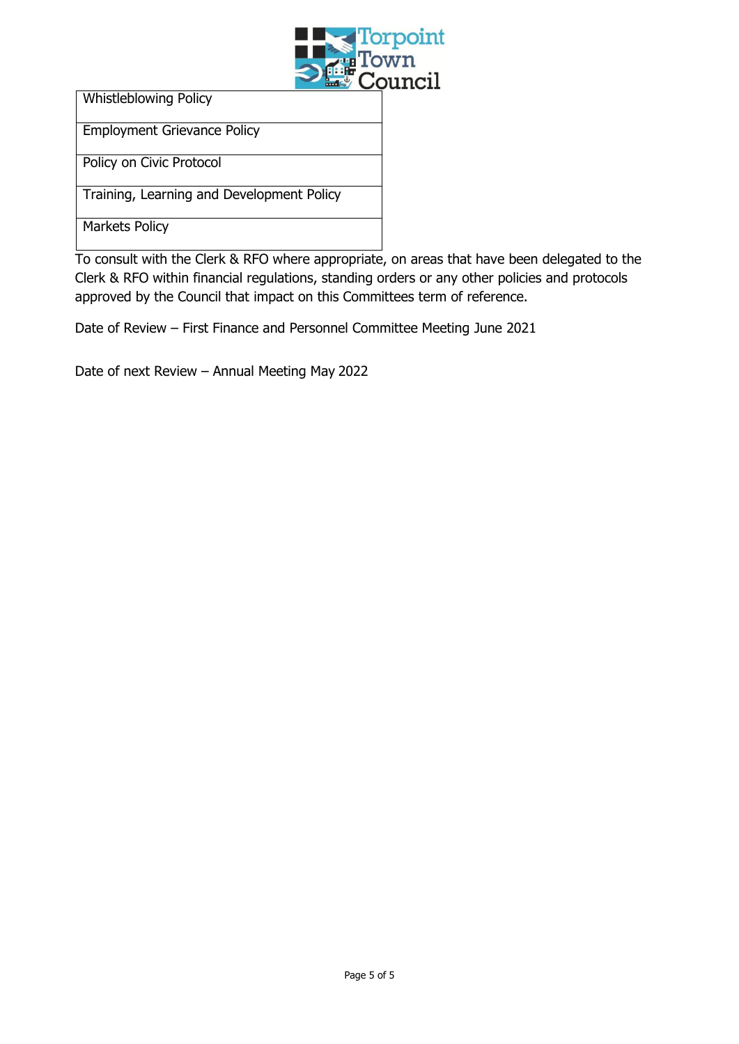| |
|---|
| Whistleblowing Policy |
| Employment Grievance Policy |
| Policy on Civic Protocol |
| Training, Learning and Development Policy |
| Markets Policy |

To consult with the Clerk & RFO where appropriate, on areas that have been delegated to the Clerk & RFO within financial regulations, standing orders or any other policies and protocols approved by the Council that impact on this Committees term of reference.

Date of Review – First Finance and Personnel Committee Meeting June 2021

Date of next Review – Annual Meeting May 2022